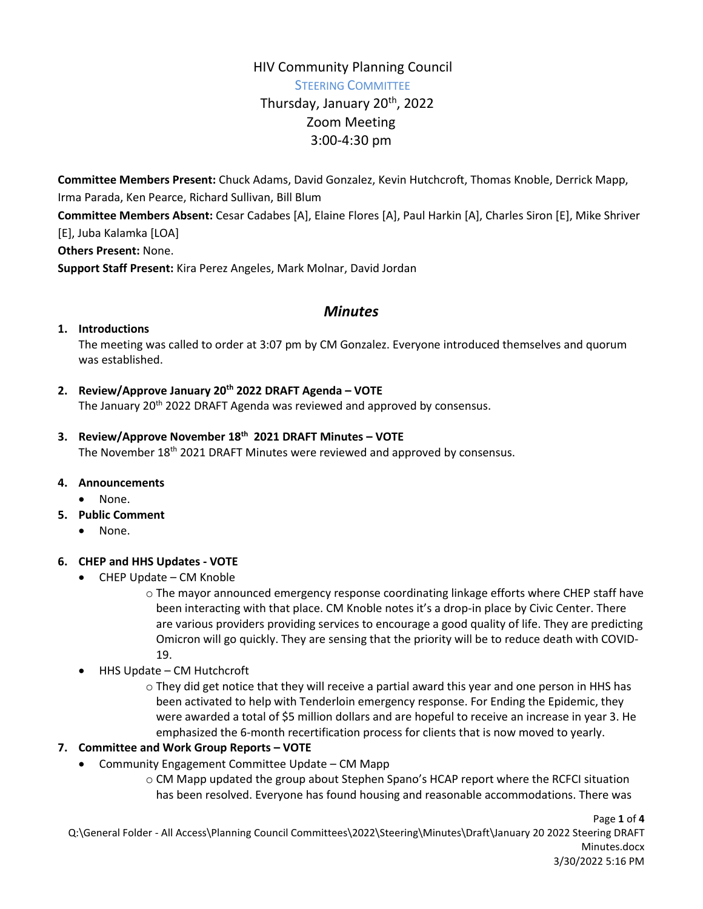# HIV Community Planning Council

## Steering Committee

Thursday, January 20th, 2022
Zoom Meeting
3:00-4:30 pm

**Committee Members Present:** Chuck Adams, David Gonzalez, Kevin Hutchcroft, Thomas Knoble, Derrick Mapp, Irma Parada, Ken Pearce, Richard Sullivan, Bill Blum

**Committee Members Absent:** Cesar Cadabes [A], Elaine Flores [A], Paul Harkin [A], Charles Siron [E], Mike Shriver [E], Juba Kalamka [LOA]

**Others Present:** None.

**Support Staff Present:** Kira Perez Angeles, Mark Molnar, David Jordan

## *Minutes*

1. **Introductions**
   The meeting was called to order at 3:07 pm by CM Gonzalez. Everyone introduced themselves and quorum was established.

2. **Review/Approve January 20th 2022 DRAFT Agenda – VOTE**
   The January 20th 2022 DRAFT Agenda was reviewed and approved by consensus.

3. **Review/Approve November 18th 2021 DRAFT Minutes – VOTE**
   The November 18th 2021 DRAFT Minutes were reviewed and approved by consensus.

4. **Announcements**
   - None.

5. **Public Comment**
   - None.

6. **CHEP and HHS Updates - VOTE**
   - CHEP Update – CM Knoble
     - The mayor announced emergency response coordinating linkage efforts where CHEP staff have been interacting with that place. CM Knoble notes it's a drop-in place by Civic Center. There are various providers providing services to encourage a good quality of life. They are predicting Omicron will go quickly. They are sensing that the priority will be to reduce death with COVID-19.
   - HHS Update – CM Hutchcroft
     - They did get notice that they will receive a partial award this year and one person in HHS has been activated to help with Tenderloin emergency response. For Ending the Epidemic, they were awarded a total of $5 million dollars and are hopeful to receive an increase in year 3. He emphasized the 6-month recertification process for clients that is now moved to yearly.

7. **Committee and Work Group Reports – VOTE**
   - Community Engagement Committee Update – CM Mapp
     - CM Mapp updated the group about Stephen Spano's HCAP report where the RCFCI situation has been resolved. Everyone has found housing and reasonable accommodations. There was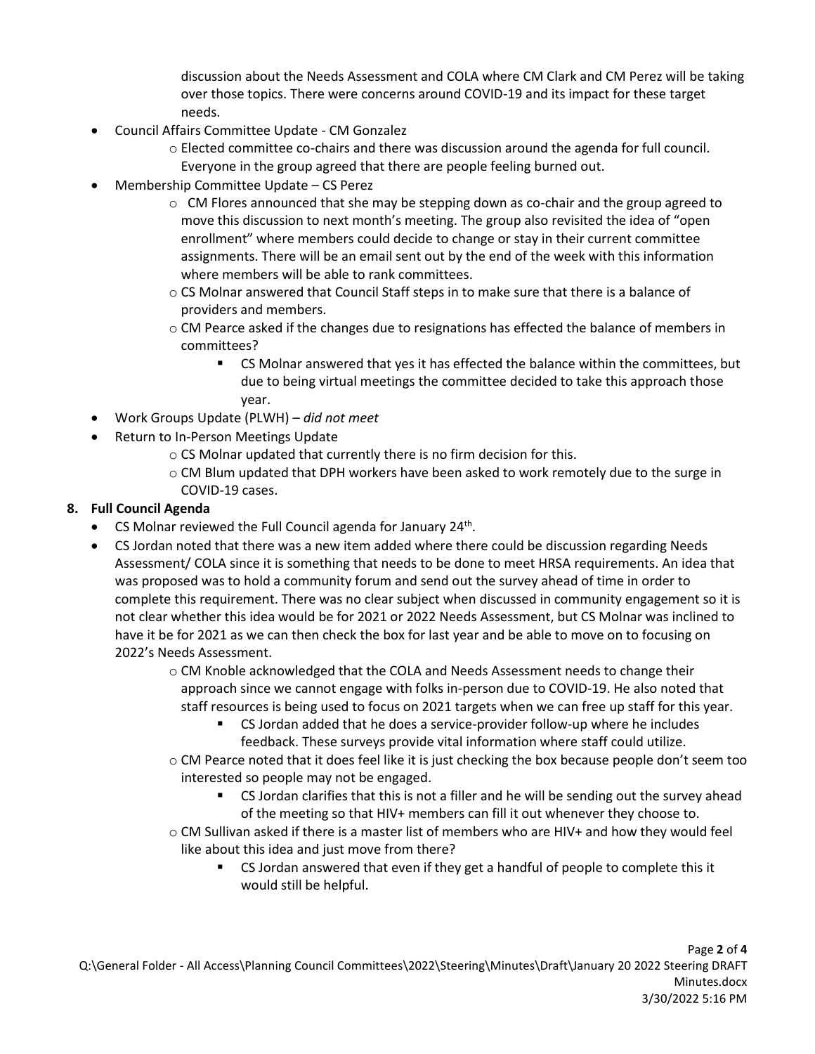discussion about the Needs Assessment and COLA where CM Clark and CM Perez will be taking over those topics. There were concerns around COVID-19 and its impact for these target needs.

- Council Affairs Committee Update - CM Gonzalez
  - Elected committee co-chairs and there was discussion around the agenda for full council. Everyone in the group agreed that there are people feeling burned out.
- Membership Committee Update – CS Perez
  - CM Flores announced that she may be stepping down as co-chair and the group agreed to move this discussion to next month's meeting. The group also revisited the idea of "open enrollment" where members could decide to change or stay in their current committee assignments. There will be an email sent out by the end of the week with this information where members will be able to rank committees.
  - CS Molnar answered that Council Staff steps in to make sure that there is a balance of providers and members.
  - CM Pearce asked if the changes due to resignations has effected the balance of members in committees?
    - CS Molnar answered that yes it has effected the balance within the committees, but due to being virtual meetings the committee decided to take this approach those year.
- Work Groups Update (PLWH) – *did not meet*
- Return to In-Person Meetings Update
  - CS Molnar updated that currently there is no firm decision for this.
  - CM Blum updated that DPH workers have been asked to work remotely due to the surge in COVID-19 cases.

**8. Full Council Agenda**

- CS Molnar reviewed the Full Council agenda for January 24th.
- CS Jordan noted that there was a new item added where there could be discussion regarding Needs Assessment/ COLA since it is something that needs to be done to meet HRSA requirements. An idea that was proposed was to hold a community forum and send out the survey ahead of time in order to complete this requirement. There was no clear subject when discussed in community engagement so it is not clear whether this idea would be for 2021 or 2022 Needs Assessment, but CS Molnar was inclined to have it be for 2021 as we can then check the box for last year and be able to move on to focusing on 2022's Needs Assessment.
  - CM Knoble acknowledged that the COLA and Needs Assessment needs to change their approach since we cannot engage with folks in-person due to COVID-19. He also noted that staff resources is being used to focus on 2021 targets when we can free up staff for this year.
    - CS Jordan added that he does a service-provider follow-up where he includes feedback. These surveys provide vital information where staff could utilize.
  - CM Pearce noted that it does feel like it is just checking the box because people don't seem too interested so people may not be engaged.
    - CS Jordan clarifies that this is not a filler and he will be sending out the survey ahead of the meeting so that HIV+ members can fill it out whenever they choose to.
  - CM Sullivan asked if there is a master list of members who are HIV+ and how they would feel like about this idea and just move from there?
    - CS Jordan answered that even if they get a handful of people to complete this it would still be helpful.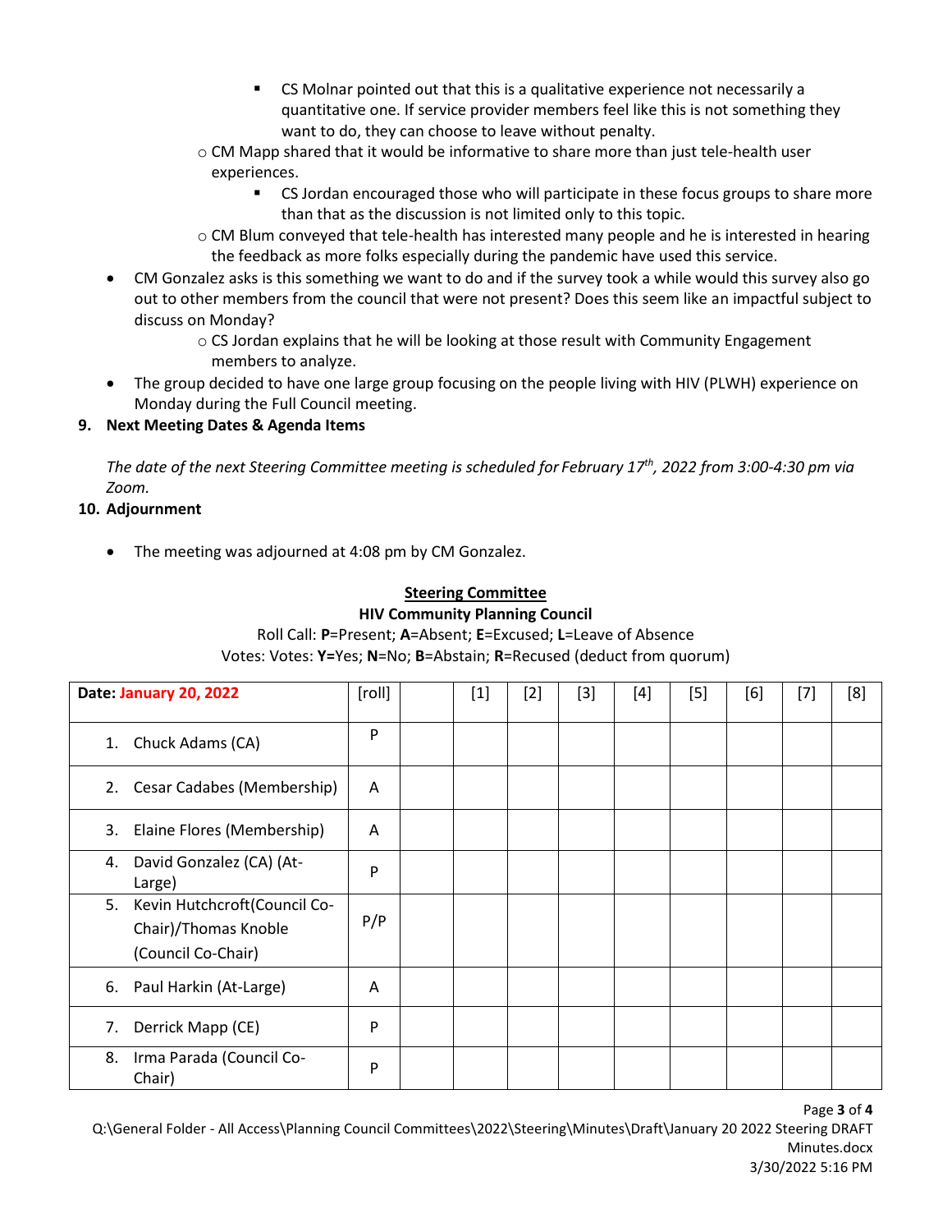- CS Molnar pointed out that this is a qualitative experience not necessarily a quantitative one. If service provider members feel like this is not something they want to do, they can choose to leave without penalty.
    - CM Mapp shared that it would be informative to share more than just tele-health user experiences.
        - CS Jordan encouraged those who will participate in these focus groups to share more than that as the discussion is not limited only to this topic.
    - CM Blum conveyed that tele-health has interested many people and he is interested in hearing the feedback as more folks especially during the pandemic have used this service.
- CM Gonzalez asks is this something we want to do and if the survey took a while would this survey also go out to other members from the council that were not present? Does this seem like an impactful subject to discuss on Monday?
    - CS Jordan explains that he will be looking at those result with Community Engagement members to analyze.
- The group decided to have one large group focusing on the people living with HIV (PLWH) experience on Monday during the Full Council meeting.

**9. Next Meeting Dates & Agenda Items**

*The date of the next Steering Committee meeting is scheduled for February 17th, 2022 from 3:00-4:30 pm via Zoom.*

**10. Adjournment**

- The meeting was adjourned at 4:08 pm by CM Gonzalez.

**Steering Committee**
**HIV Community Planning Council**
Roll Call: **P**=Present; **A**=Absent; **E**=Excused; **L**=Leave of Absence
Votes: Votes: **Y**=Yes; **N**=No; **B**=Abstain; **R**=Recused (deduct from quorum)

| Date: January 20, 2022 | [roll] | | [1] | [2] | [3] | [4] | [5] | [6] | [7] | [8] |
|---|---|---|---|---|---|---|---|---|---|---|
| 1. Chuck Adams (CA) | P | | | | | | | | | |
| 2. Cesar Cadabes (Membership) | A | | | | | | | | | |
| 3. Elaine Flores (Membership) | A | | | | | | | | | |
| 4. David Gonzalez (CA) (At-Large) | P | | | | | | | | | |
| 5. Kevin Hutchcroft(Council Co-Chair)/Thomas Knoble (Council Co-Chair) | P/P | | | | | | | | | |
| 6. Paul Harkin (At-Large) | A | | | | | | | | | |
| 7. Derrick Mapp (CE) | P | | | | | | | | | |
| 8. Irma Parada (Council Co-Chair) | P | | | | | | | | | |

Q:\General Folder - All Access\Planning Council Committees\2022\Steering\Minutes\Draft\January 20 2022 Steering DRAFT Minutes.docx
3/30/2022 5:16 PM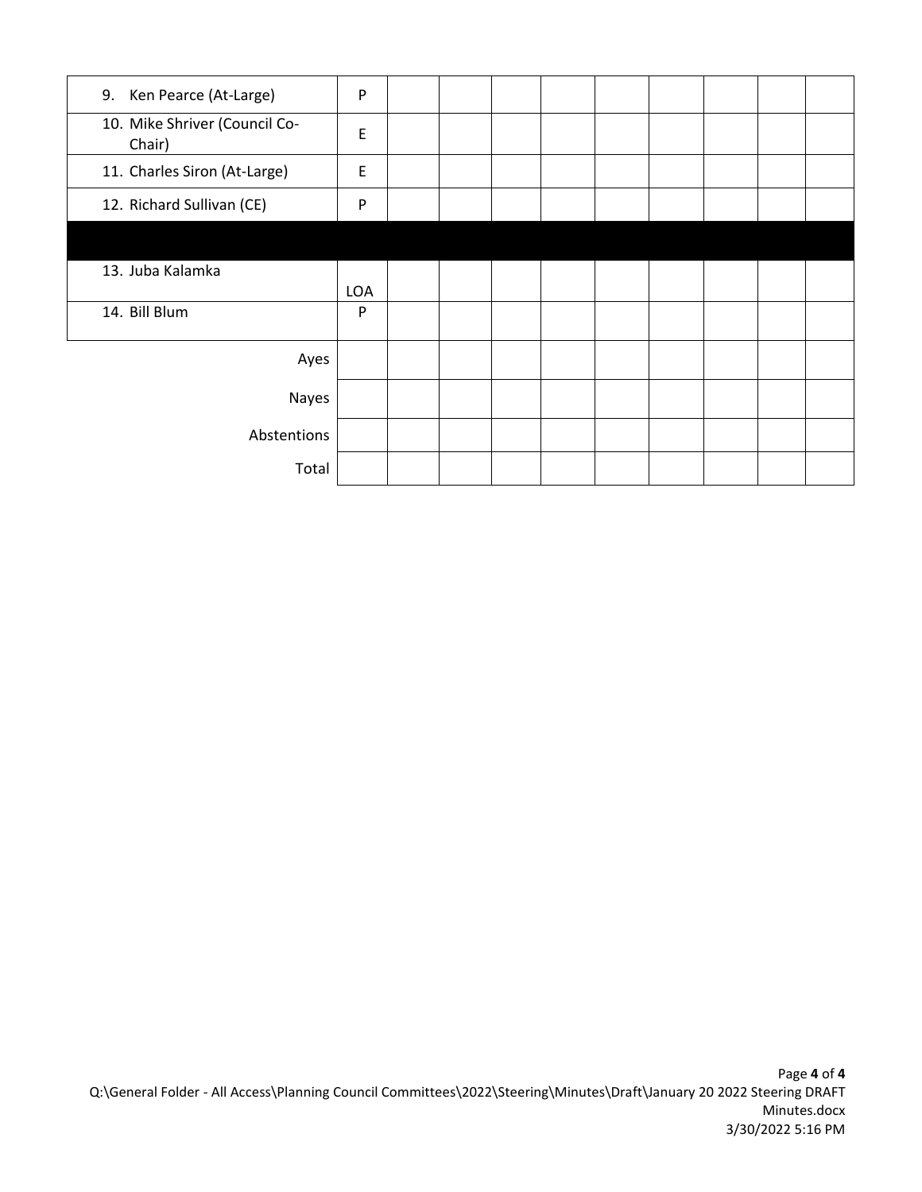| | | | | | | | | | |
|---|---|---|---|---|---|---|---|---|---|
| 9. Ken Pearce (At-Large) | P | | | | | | | | |
| 10. Mike Shriver (Council Co-Chair) | E | | | | | | | | |
| 11. Charles Siron (At-Large) | E | | | | | | | | |
| 12. Richard Sullivan (CE) | P | | | | | | | | |
| | | | | | | | | | |
| 13. Juba Kalamka | LOA | | | | | | | | |
| 14. Bill Blum | P | | | | | | | | |
| Ayes | | | | | | | | | |
| Nayes | | | | | | | | | |
| Abstentions | | | | | | | | | |
| Total | | | | | | | | | |

Q:\General Folder - All Access\Planning Council Committees\2022\Steering\Minutes\Draft\January 20 2022 Steering DRAFT Minutes.docx
3/30/2022 5:16 PM